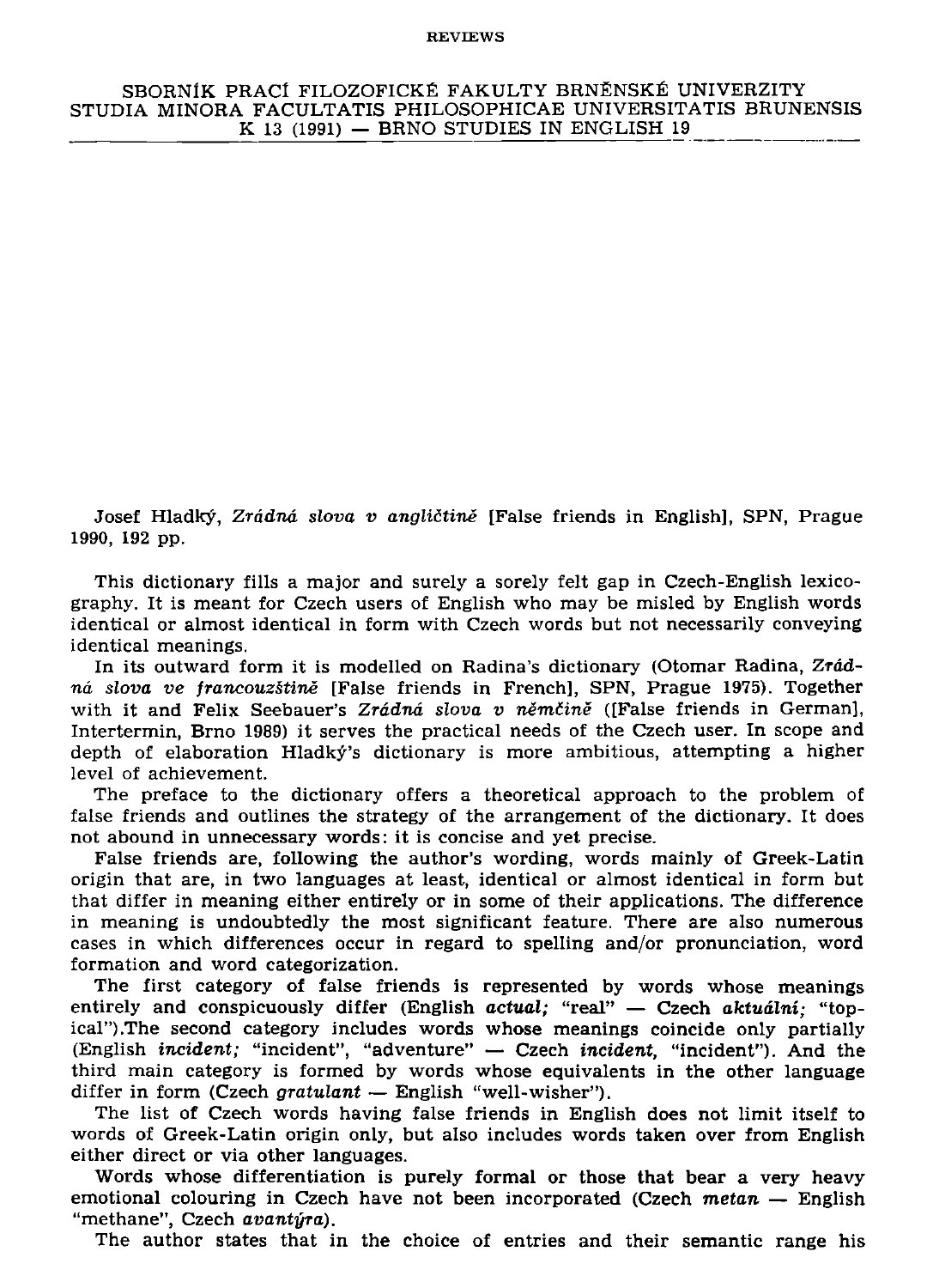Josef Hladký, *Zrádná slova v angličtině* [False friends in English], SPN, Prague 1990, 192 pp.

This dictionary fills a major and surely a sorely felt gap in Czech-English lexicography. It is meant for Czech users of English who may be misled by English words identical or almost identical in form with Czech words but not necessarily conveying identical meanings.

In its outward form it is modelled on Radina's dictionary (Otomar Radina, *Zrádná slova ve francouzštině* [False friends in French], SPN, Prague 1975). Together with it and Felix Seebauer's *Zrádná slova v němčině* ([False friends in German], Intertermin, Brno 1989) it serves the practical needs of the Czech user. In scope and depth of elaboration Hladký's dictionary is more ambitious, attempting a higher level of achievement.

The preface to the dictionary offers a theoretical approach to the problem of false friends and outlines the strategy of the arrangement of the dictionary. It does not abound in unnecessary words: it is concise and yet precise.

False friends are, following the author's wording, words mainly of Greek-Latin origin that are, in two languages at least, identical or almost identical in form but that differ in meaning either entirely or in some of their applications. The difference in meaning is undoubtedly the most significant feature. There are also numerous cases in which differences occur in regard to spelling and/or pronunciation, word formation and word categorization.

The first category of false friends is represented by words whose meanings entirely and conspicuously differ (English *actual;* "real" — Czech *aktuální;* "topical").The second category includes words whose meanings coincide only partially (English *incident;* "incident", "adventure" — Czech *incident,* "incident"). And the third main category is formed by words whose equivalents in the other language differ in form (Czech *gratulant* — English "well-wisher").

The list of Czech words having false friends in English does not limit itself to words of Greek-Latin origin only, but also includes words taken over from English either direct or via other languages.

Words whose differentiation is purely formal or those that bear a very heavy emotional colouring in Czech have not been incorporated (Czech *metan* — English "methane", Czech *avantýra*).

The author states that in the choice of entries and their semantic range his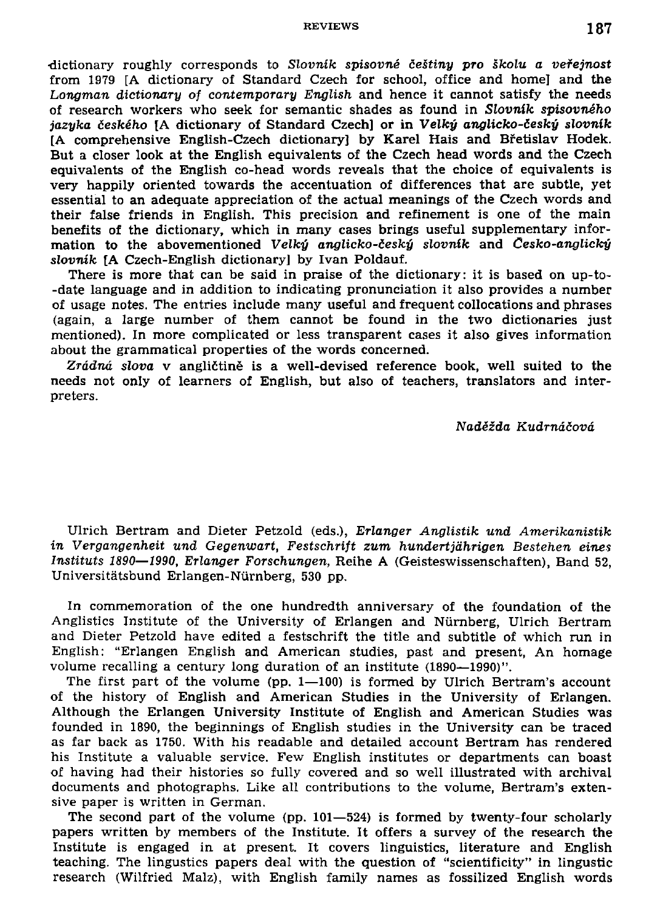dictionary roughly corresponds to *Slovník spisovné češtiny pro školu a veřejnost* from 1979 [A dictionary of Standard Czech for school, office and home] and the *Longman dictionary of contemporary English* and hence it cannot satisfy the needs of research workers who seek for semantic shades as found in *Slovník spisovného jazyka českého* [A dictionary of Standard Czech] or in *Velký anglicko-český slovník* [A comprehensive English-Czech dictionary] by Karel Hais and Břetislav Hodek. But a closer look at the English equivalents of the Czech head words and the Czech equivalents of the English co-head words reveals that the choice of equivalents is very happily oriented towards the accentuation of differences that are subtle, yet essential to an adequate appreciation of the actual meanings of the Czech words and their false friends in English. This precision and refinement is one of the main benefits of the dictionary, which in many cases brings useful supplementary information to the abovementioned *Velký anglicko-český slovník* and *Česko-anglický slovník* [A Czech-English dictionary] by Ivan Poldauf.

There is more that can be said in praise of the dictionary: it is based on up-to-date language and in addition to indicating pronunciation it also provides a number of usage notes. The entries include many useful and frequent collocations and phrases (again, a large number of them cannot be found in the two dictionaries just mentioned). In more complicated or less transparent cases it also gives information about the grammatical properties of the words concerned.

*Zrádná slova* v angličtině is a well-devised reference book, well suited to the needs not only of learners of English, but also of teachers, translators and interpreters.

*Naděžda Kudrnáčová*

Ulrich Bertram and Dieter Petzold (eds.), *Erlanger Anglistik und Amerikanistik in Vergangenheit und Gegenwart, Festschrift zum hundertjährigen Bestehen eines Instituts 1890—1990, Erlanger Forschungen*, Reihe A (Geisteswissenschaften), Band 52, Universitätsbund Erlangen-Nürnberg, 530 pp.

In commemoration of the one hundredth anniversary of the foundation of the Anglistics Institute of the University of Erlangen and Nürnberg, Ulrich Bertram and Dieter Petzold have edited a festschrift the title and subtitle of which run in English: "Erlangen English and American studies, past and present, An homage volume recalling a century long duration of an institute (1890—1990)".

The first part of the volume (pp. 1—100) is formed by Ulrich Bertram's account of the history of English and American Studies in the University of Erlangen. Although the Erlangen University Institute of English and American Studies was founded in 1890, the beginnings of English studies in the University can be traced as far back as 1750. With his readable and detailed account Bertram has rendered his Institute a valuable service. Few English institutes or departments can boast of having had their histories so fully covered and so well illustrated with archival documents and photographs. Like all contributions to the volume, Bertram's extensive paper is written in German.

The second part of the volume (pp. 101—524) is formed by twenty-four scholarly papers written by members of the Institute. It offers a survey of the research the Institute is engaged in at present. It covers linguistics, literature and English teaching. The lingustics papers deal with the question of "scientificity" in lingustic research (Wilfried Malz), with English family names as fossilized English words